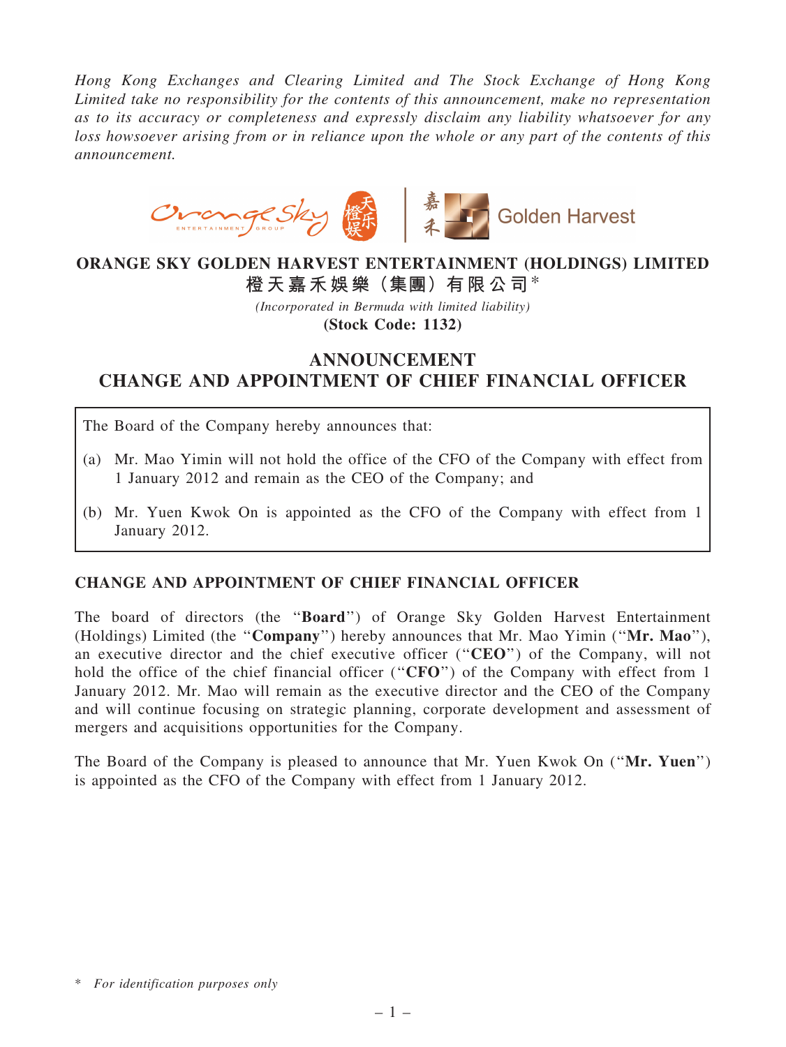*Hong Kong Exchanges and Clearing Limited and The Stock Exchange of Hong Kong Limited take no responsibility for the contents of this announcement, make no representation as to its accuracy or completeness and expressly disclaim any liability whatsoever for any loss howsoever arising from or in reliance upon the whole or any part of the contents of this announcement.*

# ORANGE SKY GOLDEN HARVEST ENTERTAINMENT (HOLDINGS) LIMITED
# 橙天嘉禾娛樂（集團）有限公司*

*(Incorporated in Bermuda with limited liability)*

**(Stock Code: 1132)**

## ANNOUNCEMENT
## CHANGE AND APPOINTMENT OF CHIEF FINANCIAL OFFICER

The Board of the Company hereby announces that:

(a) Mr. Mao Yimin will not hold the office of the CFO of the Company with effect from 1 January 2012 and remain as the CEO of the Company; and

(b) Mr. Yuen Kwok On is appointed as the CFO of the Company with effect from 1 January 2012.

### CHANGE AND APPOINTMENT OF CHIEF FINANCIAL OFFICER

The board of directors (the "**Board**") of Orange Sky Golden Harvest Entertainment (Holdings) Limited (the "**Company**") hereby announces that Mr. Mao Yimin ("**Mr. Mao**"), an executive director and the chief executive officer ("**CEO**") of the Company, will not hold the office of the chief financial officer ("**CFO**") of the Company with effect from 1 January 2012. Mr. Mao will remain as the executive director and the CEO of the Company and will continue focusing on strategic planning, corporate development and assessment of mergers and acquisitions opportunities for the Company.

The Board of the Company is pleased to announce that Mr. Yuen Kwok On ("**Mr. Yuen**") is appointed as the CFO of the Company with effect from 1 January 2012.

\* *For identification purposes only*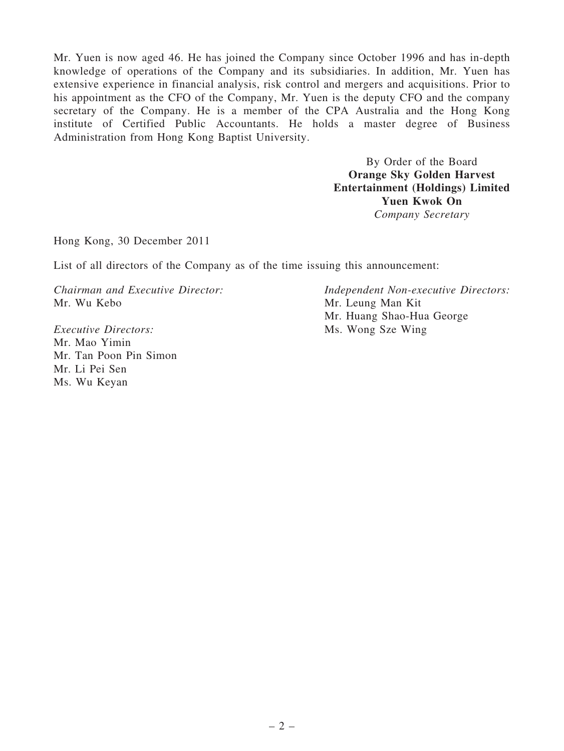Mr. Yuen is now aged 46. He has joined the Company since October 1996 and has in-depth knowledge of operations of the Company and its subsidiaries. In addition, Mr. Yuen has extensive experience in financial analysis, risk control and mergers and acquisitions. Prior to his appointment as the CFO of the Company, Mr. Yuen is the deputy CFO and the company secretary of the Company. He is a member of the CPA Australia and the Hong Kong institute of Certified Public Accountants. He holds a master degree of Business Administration from Hong Kong Baptist University.

By Order of the Board
**Orange Sky Golden Harvest Entertainment (Holdings) Limited**
**Yuen Kwok On**
*Company Secretary*

Hong Kong, 30 December 2011

List of all directors of the Company as of the time issuing this announcement:

*Chairman and Executive Director:*
Mr. Wu Kebo

*Executive Directors:*
Mr. Mao Yimin
Mr. Tan Poon Pin Simon
Mr. Li Pei Sen
Ms. Wu Keyan

*Independent Non-executive Directors:*
Mr. Leung Man Kit
Mr. Huang Shao-Hua George
Ms. Wong Sze Wing